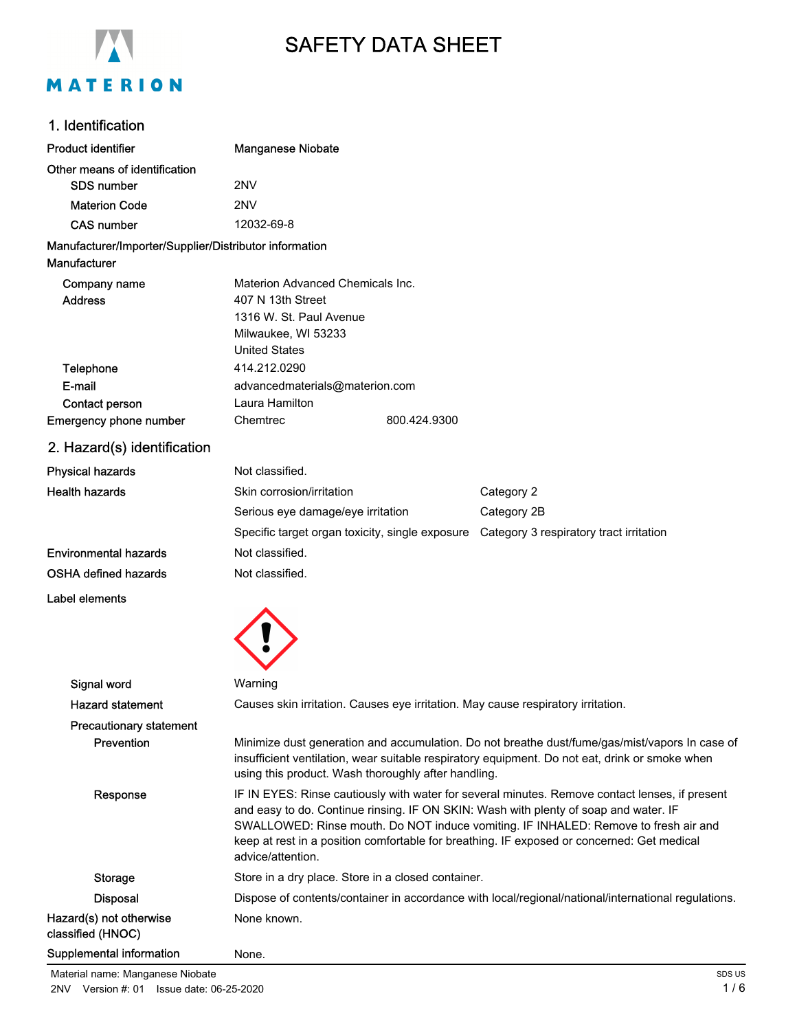# SAFETY DATA SHEET

## 1. Identification

**Product identifier** Manganese Niobate

**Other means of identification**

| | |
|---|---|
| SDS number | 2NV |
| Materion Code | 2NV |
| CAS number | 12032-69-8 |

**Manufacturer/Importer/Supplier/Distributor information**

**Manufacturer**

| | |
|---|---|
| Company name | Materion Advanced Chemicals Inc. |
| Address | 407 N 13th Street<br>1316 W. St. Paul Avenue<br>Milwaukee, WI 53233<br>United States |
| Telephone | 414.212.0290 |
| E-mail | advancedmaterials@materion.com |
| Contact person | Laura Hamilton |
| Emergency phone number | Chemtrec 800.424.9300 |

## 2. Hazard(s) identification

| | | |
|---|---|---|
| Physical hazards | Not classified. | |
| Health hazards | Skin corrosion/irritation | Category 2 |
| | Serious eye damage/eye irritation | Category 2B |
| | Specific target organ toxicity, single exposure | Category 3 respiratory tract irritation |
| Environmental hazards | Not classified. | |
| OSHA defined hazards | Not classified. | |

**Label elements**

**Signal word** Warning

**Hazard statement** Causes skin irritation. Causes eye irritation. May cause respiratory irritation.

**Precautionary statement**

**Prevention** Minimize dust generation and accumulation. Do not breathe dust/fume/gas/mist/vapors In case of insufficient ventilation, wear suitable respiratory equipment. Do not eat, drink or smoke when using this product. Wash thoroughly after handling.

**Response** IF IN EYES: Rinse cautiously with water for several minutes. Remove contact lenses, if present and easy to do. Continue rinsing. IF ON SKIN: Wash with plenty of soap and water. IF SWALLOWED: Rinse mouth. Do NOT induce vomiting. IF INHALED: Remove to fresh air and keep at rest in a position comfortable for breathing. IF exposed or concerned: Get medical advice/attention.

**Storage** Store in a dry place. Store in a closed container.

**Disposal** Dispose of contents/container in accordance with local/regional/national/international regulations.

**Hazard(s) not otherwise classified (HNOC)** None known.

**Supplemental information** None.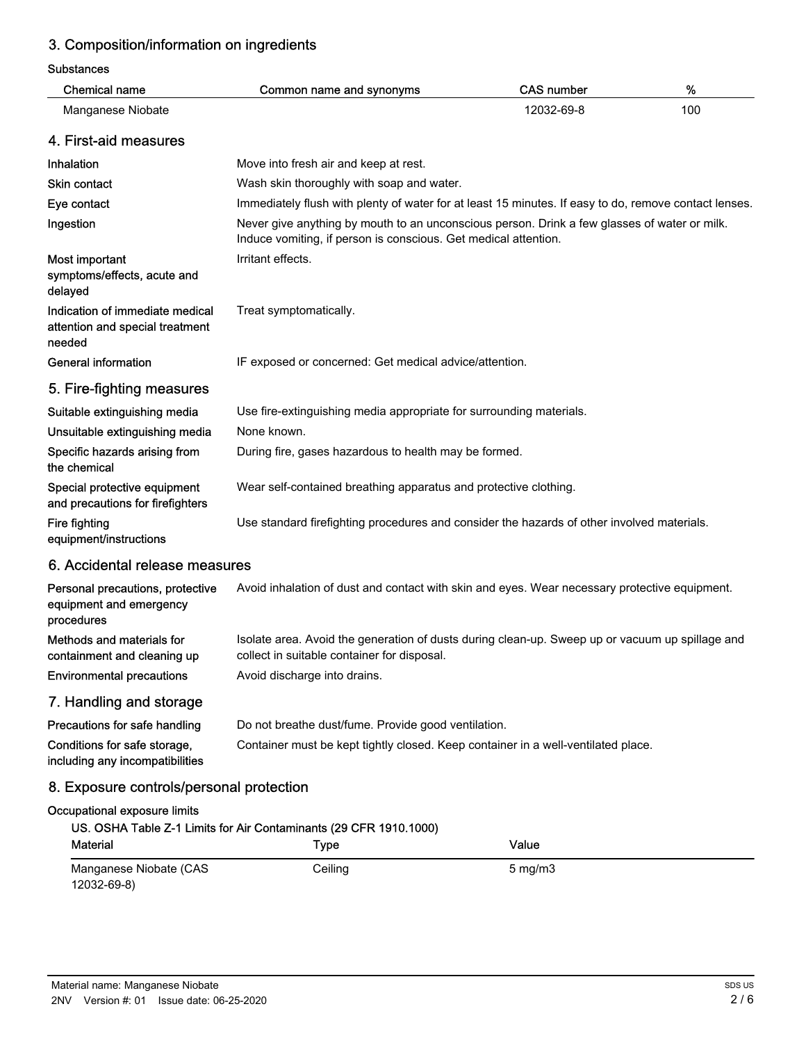## 3. Composition/information on ingredients

**Substances**

| Chemical name | Common name and synonyms | CAS number | % |
|---|---|---|---|
| Manganese Niobate | | 12032-69-8 | 100 |

## 4. First-aid measures

| | |
|---|---|
| **Inhalation** | Move into fresh air and keep at rest. |
| **Skin contact** | Wash skin thoroughly with soap and water. |
| **Eye contact** | Immediately flush with plenty of water for at least 15 minutes. If easy to do, remove contact lenses. |
| **Ingestion** | Never give anything by mouth to an unconscious person. Drink a few glasses of water or milk. Induce vomiting, if person is conscious. Get medical attention. |
| **Most important symptoms/effects, acute and delayed** | Irritant effects. |
| **Indication of immediate medical attention and special treatment needed** | Treat symptomatically. |
| **General information** | IF exposed or concerned: Get medical advice/attention. |

## 5. Fire-fighting measures

| | |
|---|---|
| **Suitable extinguishing media** | Use fire-extinguishing media appropriate for surrounding materials. |
| **Unsuitable extinguishing media** | None known. |
| **Specific hazards arising from the chemical** | During fire, gases hazardous to health may be formed. |
| **Special protective equipment and precautions for firefighters** | Wear self-contained breathing apparatus and protective clothing. |
| **Fire fighting equipment/instructions** | Use standard firefighting procedures and consider the hazards of other involved materials. |

## 6. Accidental release measures

| | |
|---|---|
| **Personal precautions, protective equipment and emergency procedures** | Avoid inhalation of dust and contact with skin and eyes. Wear necessary protective equipment. |
| **Methods and materials for containment and cleaning up** | Isolate area. Avoid the generation of dusts during clean-up. Sweep up or vacuum up spillage and collect in suitable container for disposal. |
| **Environmental precautions** | Avoid discharge into drains. |

## 7. Handling and storage

| | |
|---|---|
| **Precautions for safe handling** | Do not breathe dust/fume. Provide good ventilation. |
| **Conditions for safe storage, including any incompatibilities** | Container must be kept tightly closed. Keep container in a well-ventilated place. |

## 8. Exposure controls/personal protection

**Occupational exposure limits**

**US. OSHA Table Z-1 Limits for Air Contaminants (29 CFR 1910.1000)**

| Material | Type | Value |
|---|---|---|
| Manganese Niobate (CAS 12032-69-8) | Ceiling | 5 mg/m3 |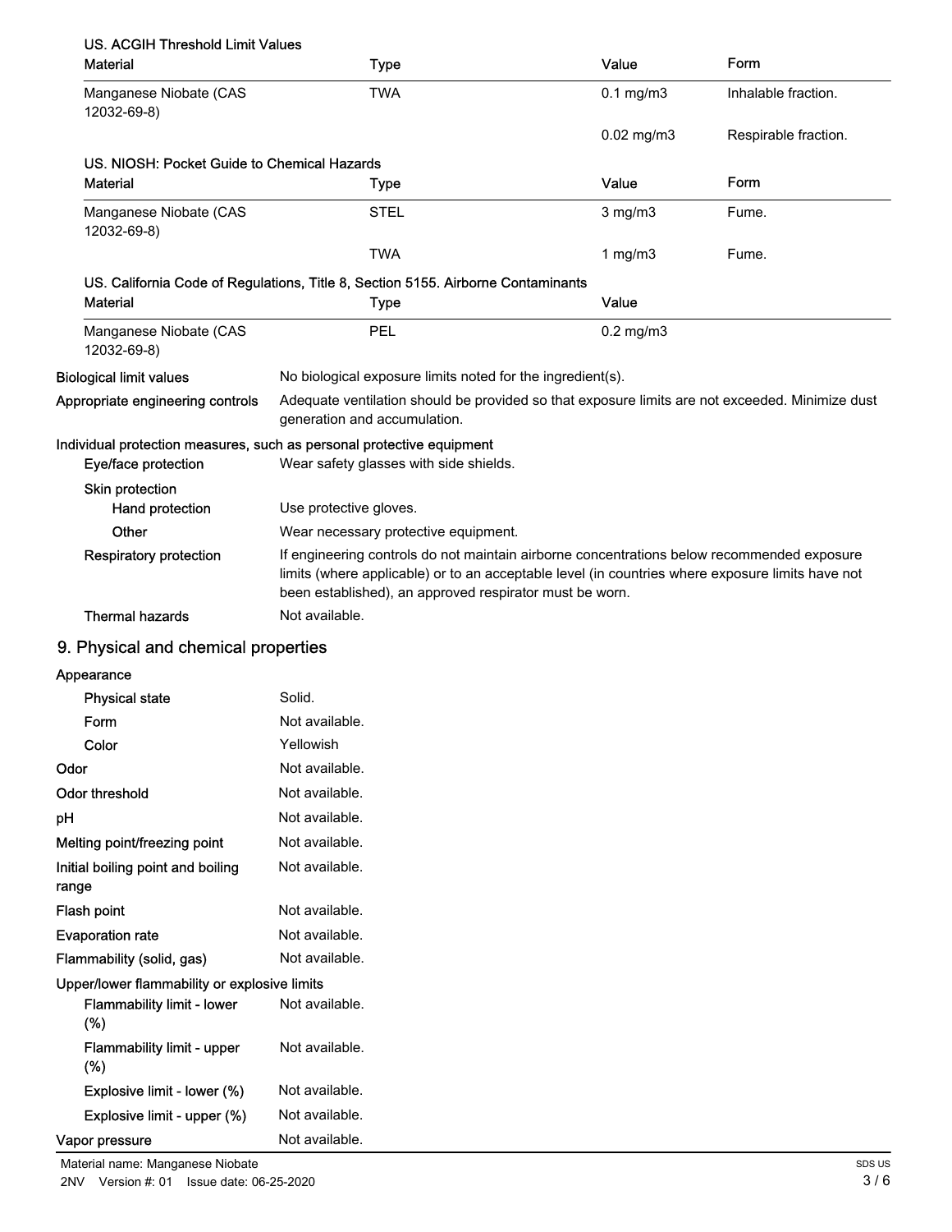**US. ACGIH Threshold Limit Values**

| Material | Type | Value | Form |
|---|---|---|---|
| Manganese Niobate (CAS 12032-69-8) | TWA | 0.1 mg/m3 | Inhalable fraction. |
| | | 0.02 mg/m3 | Respirable fraction. |

**US. NIOSH: Pocket Guide to Chemical Hazards**

| Material | Type | Value | Form |
|---|---|---|---|
| Manganese Niobate (CAS 12032-69-8) | STEL | 3 mg/m3 | Fume. |
| | TWA | 1 mg/m3 | Fume. |

**US. California Code of Regulations, Title 8, Section 5155. Airborne Contaminants**

| Material | Type | Value |
|---|---|---|
| Manganese Niobate (CAS 12032-69-8) | PEL | 0.2 mg/m3 |

**Biological limit values** No biological exposure limits noted for the ingredient(s).

**Appropriate engineering controls** Adequate ventilation should be provided so that exposure limits are not exceeded. Minimize dust generation and accumulation.

**Individual protection measures, such as personal protective equipment**

**Eye/face protection** Wear safety glasses with side shields.

**Skin protection**

**Hand protection** Use protective gloves.

**Other** Wear necessary protective equipment.

**Respiratory protection** If engineering controls do not maintain airborne concentrations below recommended exposure limits (where applicable) or to an acceptable level (in countries where exposure limits have not been established), an approved respirator must be worn.

**Thermal hazards** Not available.

## 9. Physical and chemical properties

**Appearance**

**Physical state** Solid.

**Form** Not available.

**Color** Yellowish

**Odor** Not available.

**Odor threshold** Not available.

**pH** Not available.

**Melting point/freezing point** Not available.

**Initial boiling point and boiling range** Not available.

**Flash point** Not available.

**Evaporation rate** Not available.

**Flammability (solid, gas)** Not available.

**Upper/lower flammability or explosive limits**

**Flammability limit - lower (%)** Not available.

**Flammability limit - upper (%)** Not available.

**Explosive limit - lower (%)** Not available.

**Explosive limit - upper (%)** Not available.

**Vapor pressure** Not available.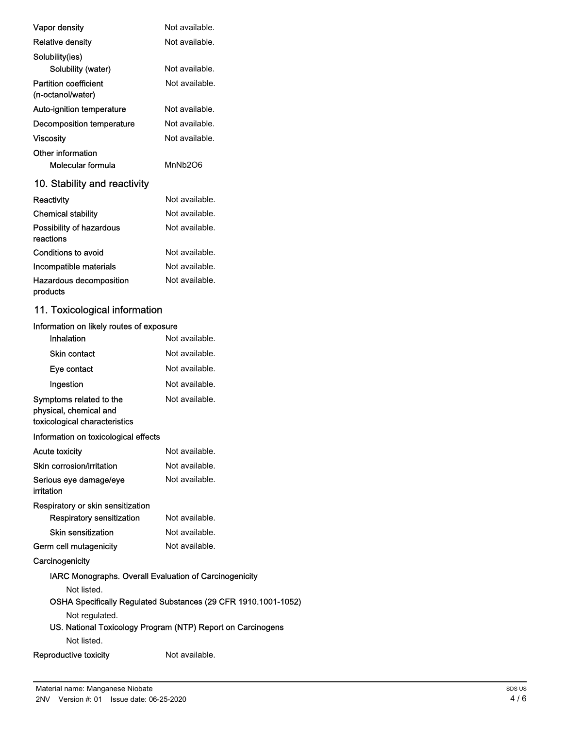| | |
|---|---|
| Vapor density | Not available. |
| Relative density | Not available. |
| Solubility(ies) | |
| Solubility (water) | Not available. |
| Partition coefficient (n-octanol/water) | Not available. |
| Auto-ignition temperature | Not available. |
| Decomposition temperature | Not available. |
| Viscosity | Not available. |
| Other information | |
| Molecular formula | $MnNb_2O_6$ |

## 10. Stability and reactivity

| | |
|---|---|
| Reactivity | Not available. |
| Chemical stability | Not available. |
| Possibility of hazardous reactions | Not available. |
| Conditions to avoid | Not available. |
| Incompatible materials | Not available. |
| Hazardous decomposition products | Not available. |

## 11. Toxicological information

**Information on likely routes of exposure**

| | |
|---|---|
| Inhalation | Not available. |
| Skin contact | Not available. |
| Eye contact | Not available. |
| Ingestion | Not available. |
| Symptoms related to the physical, chemical and toxicological characteristics | Not available. |

**Information on toxicological effects**

| | |
|---|---|
| Acute toxicity | Not available. |
| Skin corrosion/irritation | Not available. |
| Serious eye damage/eye irritation | Not available. |
| Respiratory or skin sensitization | |
| Respiratory sensitization | Not available. |
| Skin sensitization | Not available. |
| Germ cell mutagenicity | Not available. |

**Carcinogenicity**

IARC Monographs. Overall Evaluation of Carcinogenicity

Not listed.

OSHA Specifically Regulated Substances (29 CFR 1910.1001-1052)

Not regulated.

US. National Toxicology Program (NTP) Report on Carcinogens

Not listed.

| | |
|---|---|
| Reproductive toxicity | Not available. |

Material name: Manganese Niobate

2NV Version #: 01 Issue date: 06-25-2020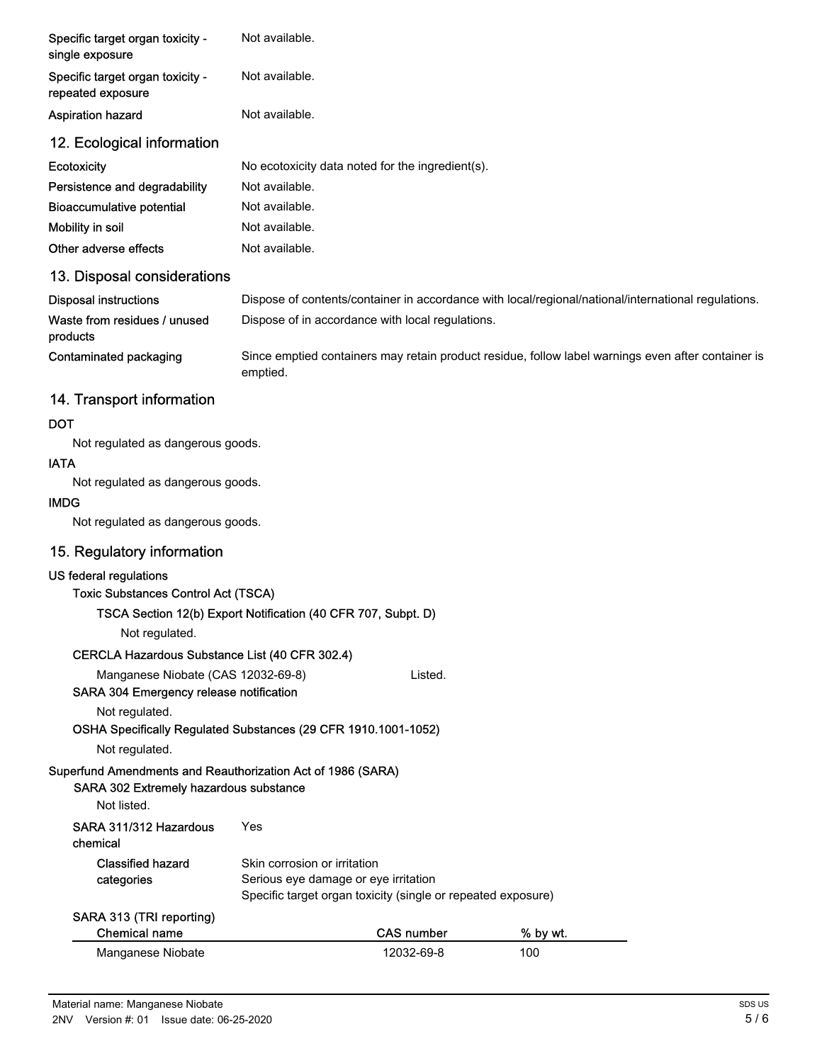| | |
|---|---|
| Specific target organ toxicity - single exposure | Not available. |
| Specific target organ toxicity - repeated exposure | Not available. |
| Aspiration hazard | Not available. |

## 12. Ecological information

| | |
|---|---|
| Ecotoxicity | No ecotoxicity data noted for the ingredient(s). |
| Persistence and degradability | Not available. |
| Bioaccumulative potential | Not available. |
| Mobility in soil | Not available. |
| Other adverse effects | Not available. |

## 13. Disposal considerations

| | |
|---|---|
| Disposal instructions | Dispose of contents/container in accordance with local/regional/national/international regulations. |
| Waste from residues / unused products | Dispose of in accordance with local regulations. |
| Contaminated packaging | Since emptied containers may retain product residue, follow label warnings even after container is emptied. |

## 14. Transport information

**DOT**

Not regulated as dangerous goods.

**IATA**

Not regulated as dangerous goods.

**IMDG**

Not regulated as dangerous goods.

## 15. Regulatory information

**US federal regulations**

**Toxic Substances Control Act (TSCA)**

**TSCA Section 12(b) Export Notification (40 CFR 707, Subpt. D)**

Not regulated.

**CERCLA Hazardous Substance List (40 CFR 302.4)**

Manganese Niobate (CAS 12032-69-8) Listed.

**SARA 304 Emergency release notification**

Not regulated.

**OSHA Specifically Regulated Substances (29 CFR 1910.1001-1052)**

Not regulated.

**Superfund Amendments and Reauthorization Act of 1986 (SARA)**

**SARA 302 Extremely hazardous substance**

Not listed.

| | |
|---|---|
| SARA 311/312 Hazardous chemical | Yes |
| Classified hazard categories | Skin corrosion or irritation<br>Serious eye damage or eye irritation<br>Specific target organ toxicity (single or repeated exposure) |

**SARA 313 (TRI reporting)**

| Chemical name | CAS number | % by wt. |
|---|---|---|
| Manganese Niobate | 12032-69-8 | 100 |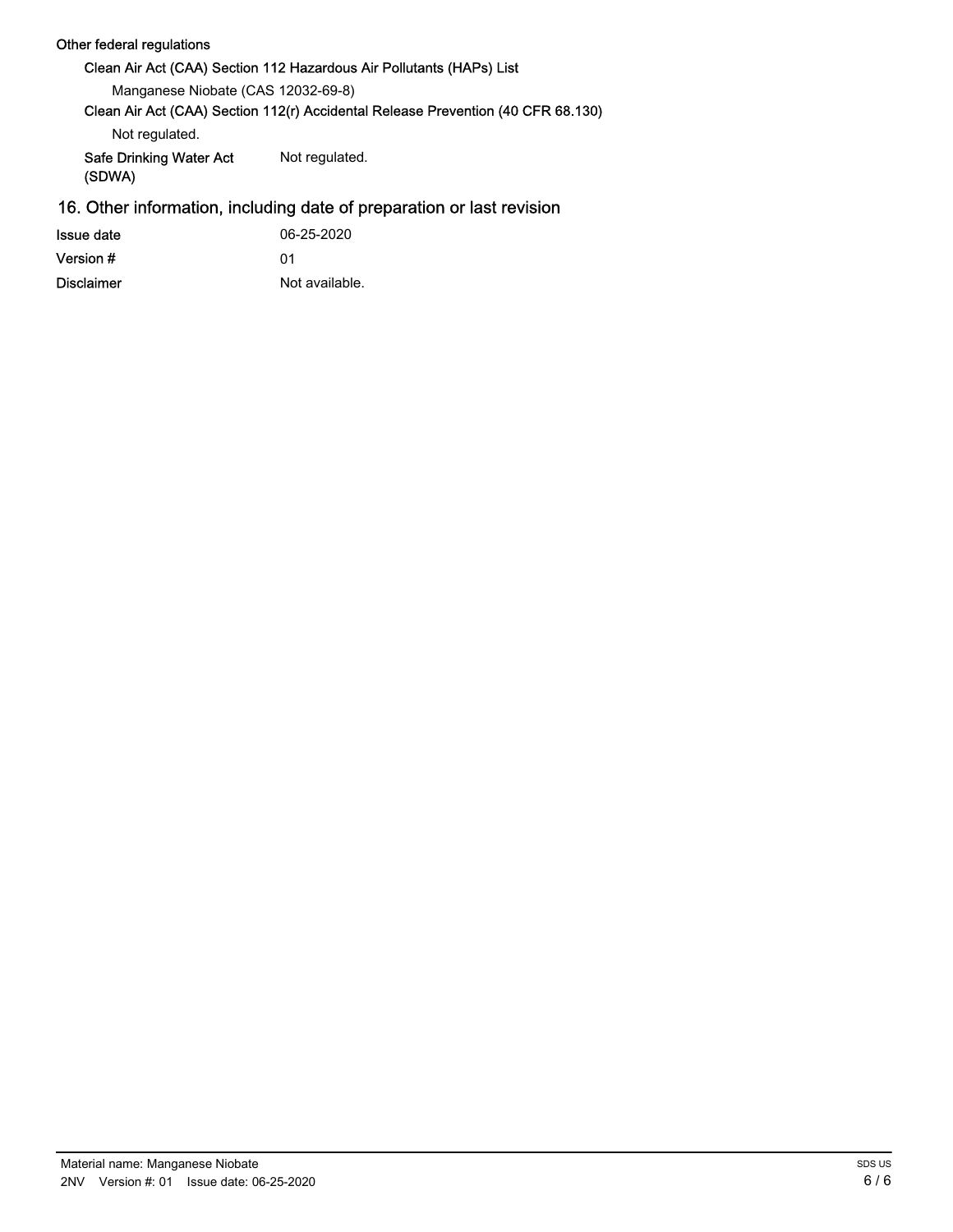**Other federal regulations**

**Clean Air Act (CAA) Section 112 Hazardous Air Pollutants (HAPs) List**

Manganese Niobate (CAS 12032-69-8)

**Clean Air Act (CAA) Section 112(r) Accidental Release Prevention (40 CFR 68.130)**

Not regulated.

| | |
|---|---|
| **Safe Drinking Water Act (SDWA)** | Not regulated. |

## 16. Other information, including date of preparation or last revision

| | |
|---|---|
| **Issue date** | 06-25-2020 |
| **Version #** | 01 |
| **Disclaimer** | Not available. |